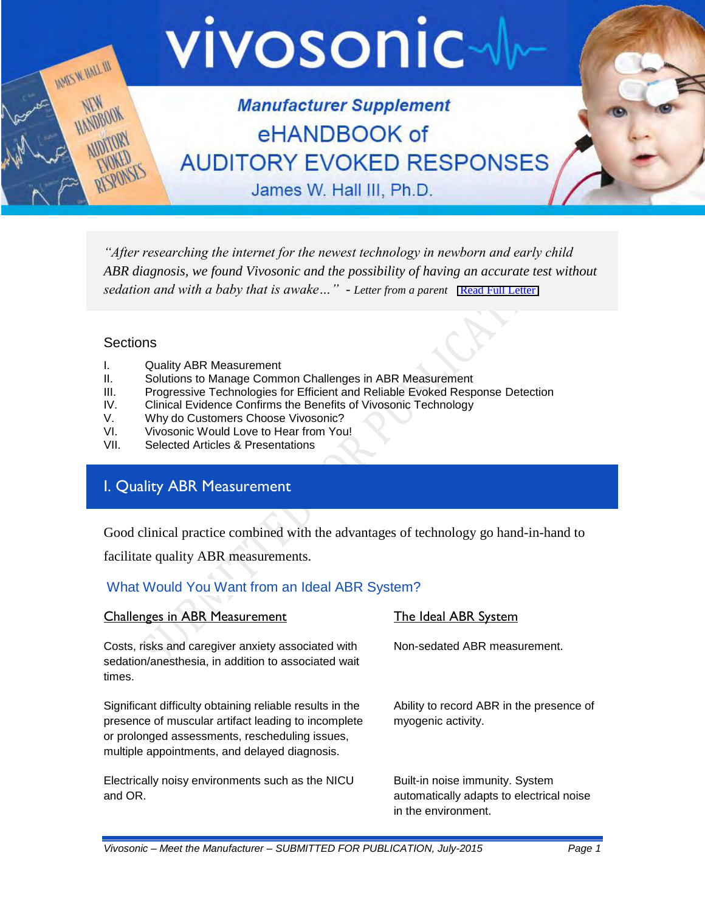# vivosonic

## Manufacturer Supplement
## eHANDBOOK of AUDITORY EVOKED RESPONSES

James W. Hall III, Ph.D.

> *"After researching the internet for the newest technology in newborn and early child ABR diagnosis, we found Vivosonic and the possibility of having an accurate test without sedation and with a baby that is awake…"* - *Letter from a parent* [Read Full Letter]

### Sections

I. Quality ABR Measurement
II. Solutions to Manage Common Challenges in ABR Measurement
III. Progressive Technologies for Efficient and Reliable Evoked Response Detection
IV. Clinical Evidence Confirms the Benefits of Vivosonic Technology
V. Why do Customers Choose Vivosonic?
VI. Vivosonic Would Love to Hear from You!
VII. Selected Articles & Presentations

## I. Quality ABR Measurement

Good clinical practice combined with the advantages of technology go hand-in-hand to facilitate quality ABR measurements.

### What Would You Want from an Ideal ABR System?

| Challenges in ABR Measurement | The Ideal ABR System |
|---|---|
| Costs, risks and caregiver anxiety associated with sedation/anesthesia, in addition to associated wait times. | Non-sedated ABR measurement. |
| Significant difficulty obtaining reliable results in the presence of muscular artifact leading to incomplete or prolonged assessments, rescheduling issues, multiple appointments, and delayed diagnosis. | Ability to record ABR in the presence of myogenic activity. |
| Electrically noisy environments such as the NICU and OR. | Built-in noise immunity. System automatically adapts to electrical noise in the environment. |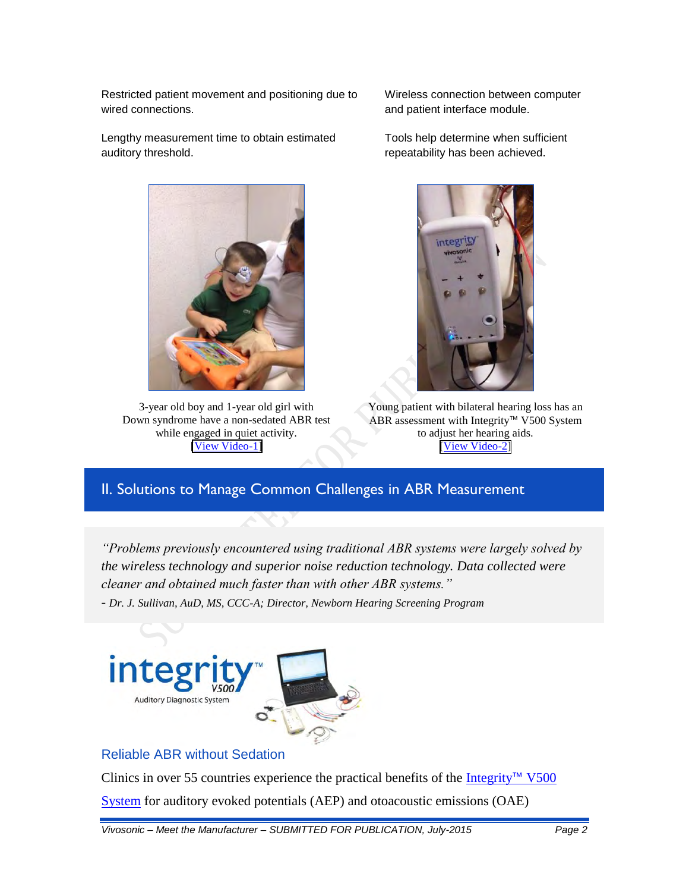Restricted patient movement and positioning due to wired connections.

Wireless connection between computer and patient interface module.

Lengthy measurement time to obtain estimated auditory threshold.

Tools help determine when sufficient repeatability has been achieved.

3-year old boy and 1-year old girl with Down syndrome have a non-sedated ABR test while engaged in quiet activity.
[View Video-1]

Young patient with bilateral hearing loss has an ABR assessment with Integrity™ V500 System to adjust her hearing aids.
[View Video-2]

## II. Solutions to Manage Common Challenges in ABR Measurement

> *"Problems previously encountered using traditional ABR systems were largely solved by the wireless technology and superior noise reduction technology. Data collected were cleaner and obtained much faster than with other ABR systems."*
>
> *- Dr. J. Sullivan, AuD, MS, CCC-A; Director, Newborn Hearing Screening Program*

integrity™ V500 Auditory Diagnostic System

### Reliable ABR without Sedation

Clinics in over 55 countries experience the practical benefits of the Integrity™ V500 System for auditory evoked potentials (AEP) and otoacoustic emissions (OAE)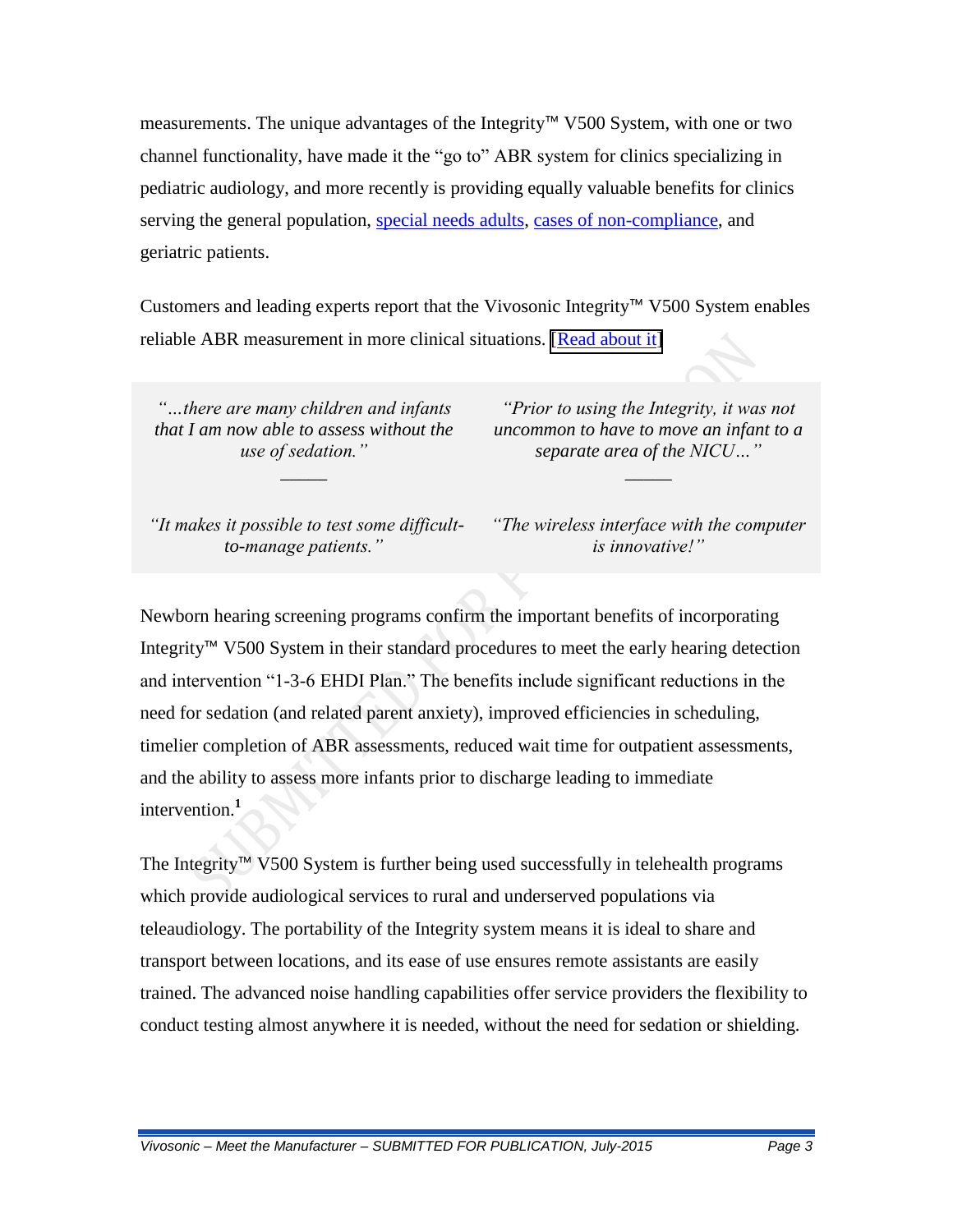measurements. The unique advantages of the Integrity™ V500 System, with one or two channel functionality, have made it the “go to” ABR system for clinics specializing in pediatric audiology, and more recently is providing equally valuable benefits for clinics serving the general population, special needs adults, cases of non-compliance, and geriatric patients.

Customers and leading experts report that the Vivosonic Integrity™ V500 System enables reliable ABR measurement in more clinical situations. [Read about it]

> *“…there are many children and infants that I am now able to assess without the use of sedation.”*
>
> *“Prior to using the Integrity, it was not uncommon to have to move an infant to a separate area of the NICU…”*
>
> *“It makes it possible to test some difficult-to-manage patients.”*
>
> *“The wireless interface with the computer is innovative!”*

Newborn hearing screening programs confirm the important benefits of incorporating Integrity™ V500 System in their standard procedures to meet the early hearing detection and intervention “1-3-6 EHDI Plan.” The benefits include significant reductions in the need for sedation (and related parent anxiety), improved efficiencies in scheduling, timelier completion of ABR assessments, reduced wait time for outpatient assessments, and the ability to assess more infants prior to discharge leading to immediate intervention.[1]

The Integrity™ V500 System is further being used successfully in telehealth programs which provide audiological services to rural and underserved populations via teleaudiology. The portability of the Integrity system means it is ideal to share and transport between locations, and its ease of use ensures remote assistants are easily trained. The advanced noise handling capabilities offer service providers the flexibility to conduct testing almost anywhere it is needed, without the need for sedation or shielding.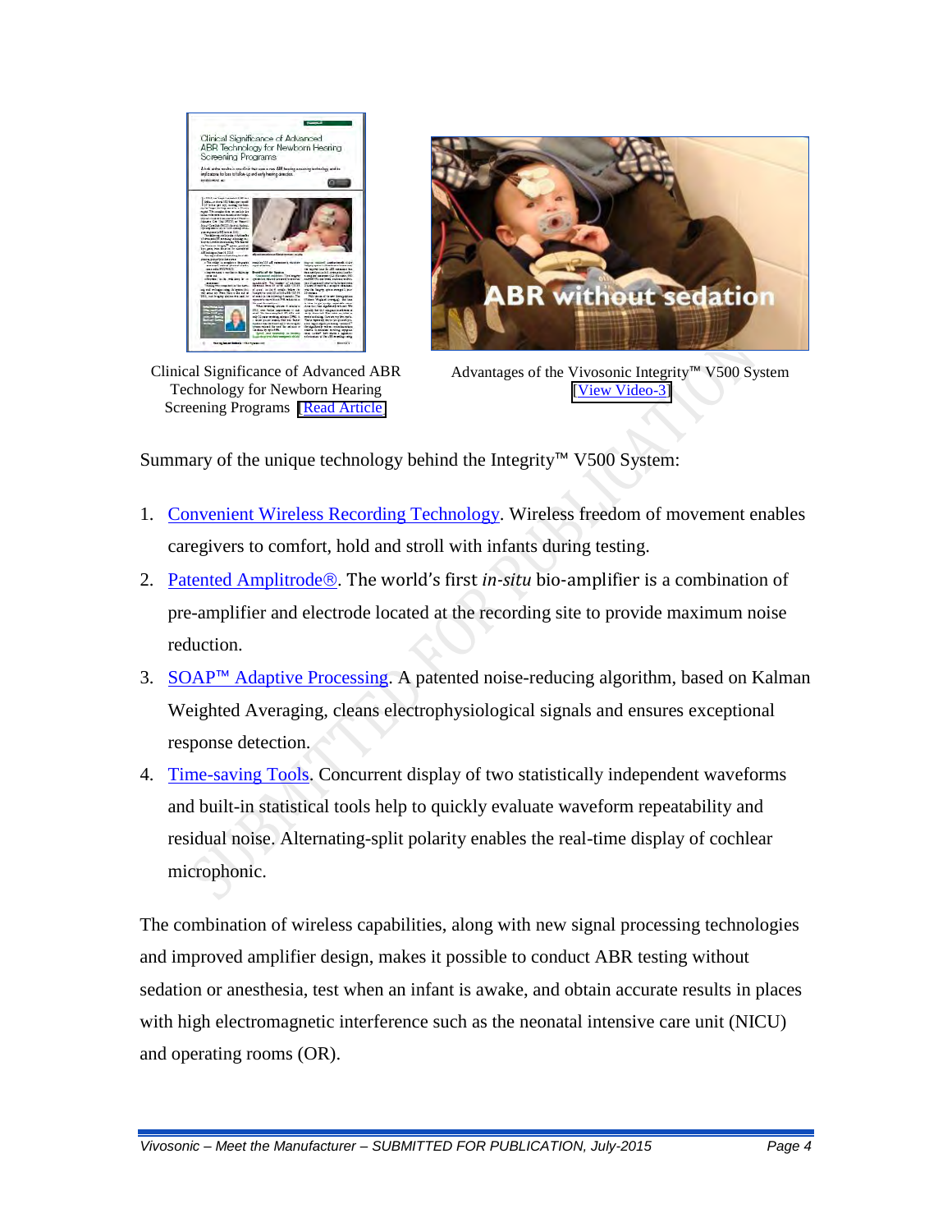Clinical Significance of Advanced ABR Technology for Newborn Hearing Screening Programs [Read Article]

Advantages of the Vivosonic Integrity™ V500 System [View Video-3]

Summary of the unique technology behind the Integrity™ V500 System:

1. Convenient Wireless Recording Technology. Wireless freedom of movement enables caregivers to comfort, hold and stroll with infants during testing.
2. Patented Amplitrode®. The world's first *in-situ* bio-amplifier is a combination of pre-amplifier and electrode located at the recording site to provide maximum noise reduction.
3. SOAP™ Adaptive Processing. A patented noise-reducing algorithm, based on Kalman Weighted Averaging, cleans electrophysiological signals and ensures exceptional response detection.
4. Time-saving Tools. Concurrent display of two statistically independent waveforms and built-in statistical tools help to quickly evaluate waveform repeatability and residual noise. Alternating-split polarity enables the real-time display of cochlear microphonic.

The combination of wireless capabilities, along with new signal processing technologies and improved amplifier design, makes it possible to conduct ABR testing without sedation or anesthesia, test when an infant is awake, and obtain accurate results in places with high electromagnetic interference such as the neonatal intensive care unit (NICU) and operating rooms (OR).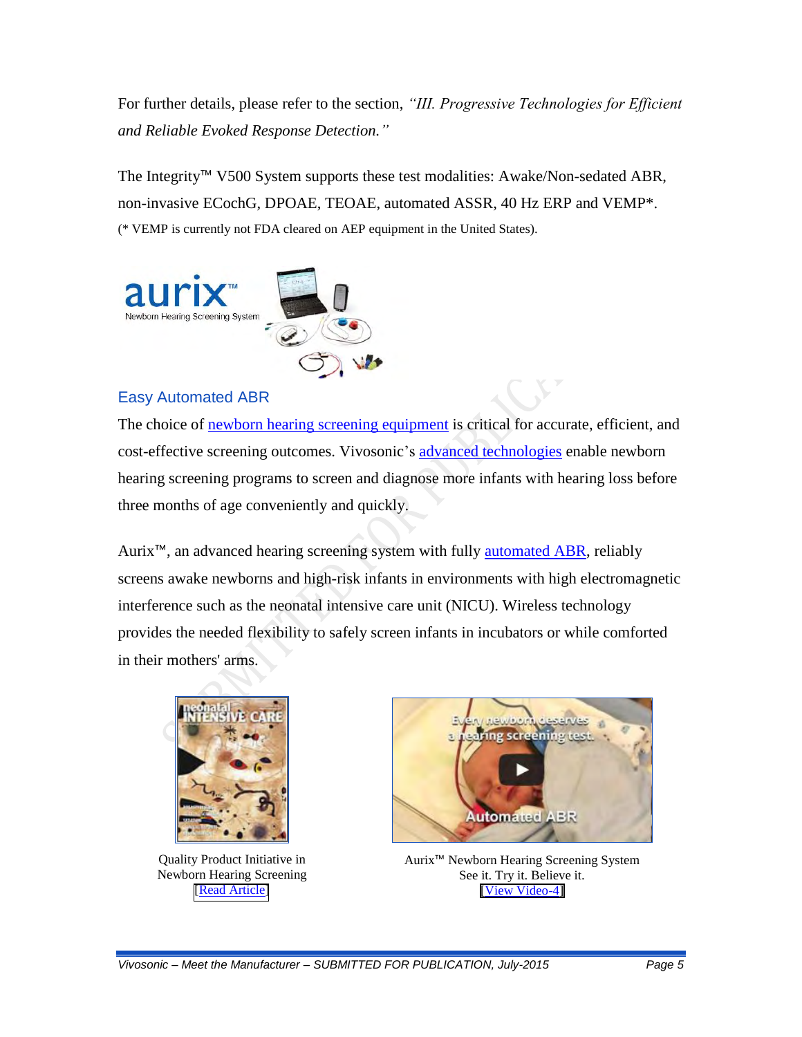For further details, please refer to the section, *"III. Progressive Technologies for Efficient and Reliable Evoked Response Detection."*

The Integrity™ V500 System supports these test modalities: Awake/Non-sedated ABR, non-invasive ECochG, DPOAE, TEOAE, automated ASSR, 40 Hz ERP and VEMP*.
(* VEMP is currently not FDA cleared on AEP equipment in the United States).

### Easy Automated ABR

The choice of newborn hearing screening equipment is critical for accurate, efficient, and cost-effective screening outcomes. Vivosonic's advanced technologies enable newborn hearing screening programs to screen and diagnose more infants with hearing loss before three months of age conveniently and quickly.

Aurix™, an advanced hearing screening system with fully automated ABR, reliably screens awake newborns and high-risk infants in environments with high electromagnetic interference such as the neonatal intensive care unit (NICU). Wireless technology provides the needed flexibility to safely screen infants in incubators or while comforted in their mothers' arms.

Quality Product Initiative in Newborn Hearing Screening
[Read Article]

Aurix™ Newborn Hearing Screening System
See it. Try it. Believe it.
[View Video-4]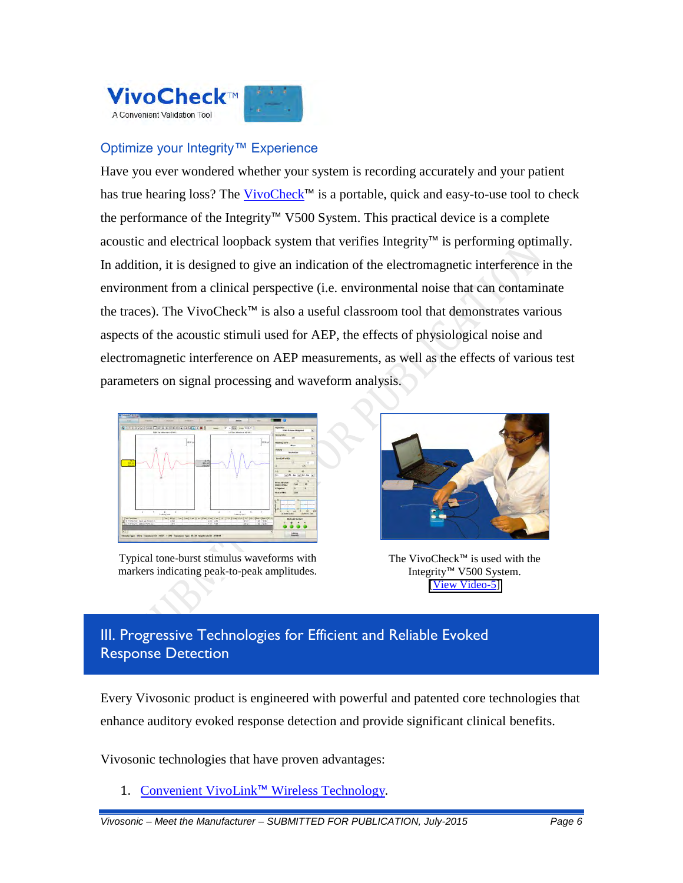VivoCheck™

A Convenient Validation Tool

## Optimize your Integrity™ Experience

Have you ever wondered whether your system is recording accurately and your patient has true hearing loss? The VivoCheck™ is a portable, quick and easy-to-use tool to check the performance of the Integrity™ V500 System. This practical device is a complete acoustic and electrical loopback system that verifies Integrity™ is performing optimally. In addition, it is designed to give an indication of the electromagnetic interference in the environment from a clinical perspective (i.e. environmental noise that can contaminate the traces). The VivoCheck™ is also a useful classroom tool that demonstrates various aspects of the acoustic stimuli used for AEP, the effects of physiological noise and electromagnetic interference on AEP measurements, as well as the effects of various test parameters on signal processing and waveform analysis.

Typical tone-burst stimulus waveforms with markers indicating peak-to-peak amplitudes.

The VivoCheck™ is used with the Integrity™ V500 System. [View Video-5]

## III. Progressive Technologies for Efficient and Reliable Evoked Response Detection

Every Vivosonic product is engineered with powerful and patented core technologies that enhance auditory evoked response detection and provide significant clinical benefits.

Vivosonic technologies that have proven advantages:

1. Convenient VivoLink™ Wireless Technology.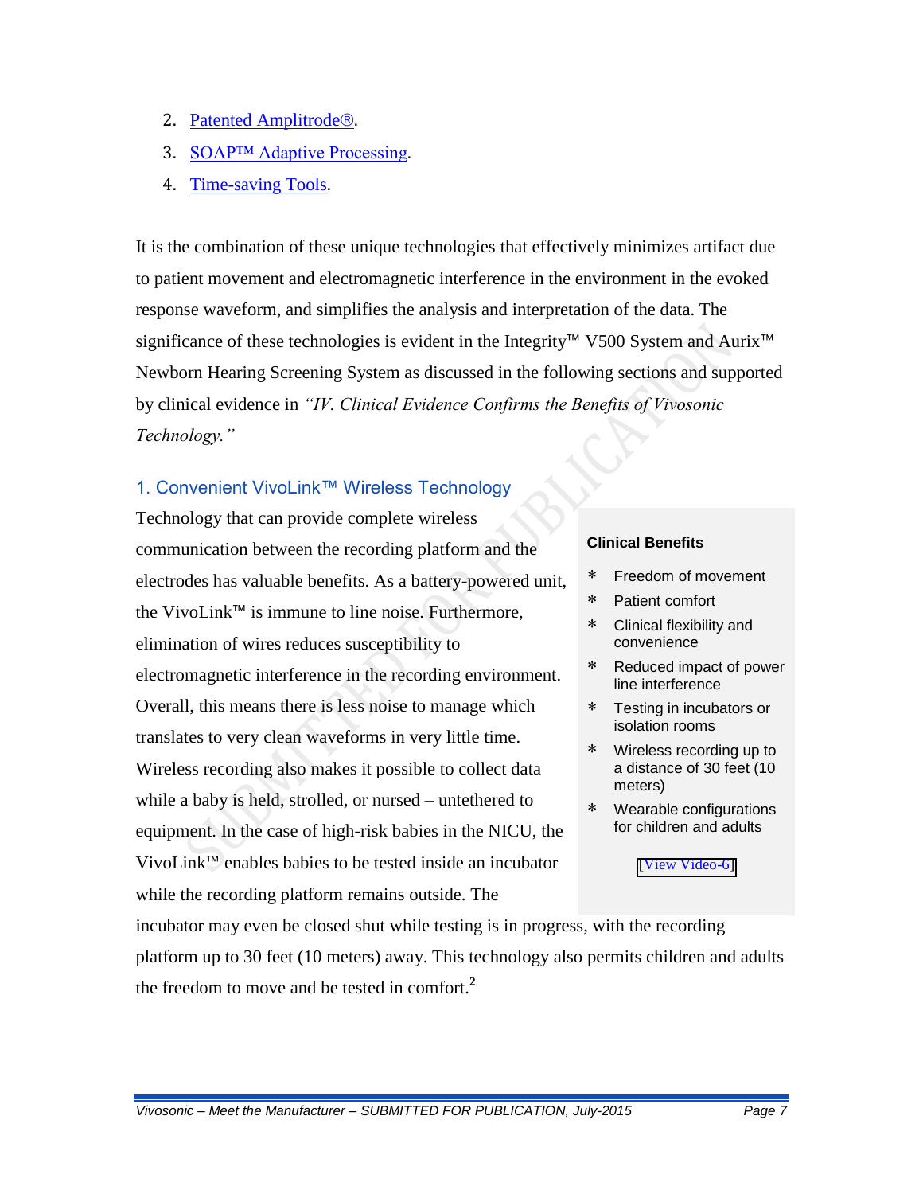2. Patented Amplitrode®.
3. SOAP™ Adaptive Processing.
4. Time-saving Tools.

It is the combination of these unique technologies that effectively minimizes artifact due to patient movement and electromagnetic interference in the environment in the evoked response waveform, and simplifies the analysis and interpretation of the data. The significance of these technologies is evident in the Integrity™ V500 System and Aurix™ Newborn Hearing Screening System as discussed in the following sections and supported by clinical evidence in *"IV. Clinical Evidence Confirms the Benefits of Vivosonic Technology."*

### 1. Convenient VivoLink™ Wireless Technology

Technology that can provide complete wireless communication between the recording platform and the electrodes has valuable benefits. As a battery-powered unit, the VivoLink™ is immune to line noise. Furthermore, elimination of wires reduces susceptibility to electromagnetic interference in the recording environment. Overall, this means there is less noise to manage which translates to very clean waveforms in very little time. Wireless recording also makes it possible to collect data while a baby is held, strolled, or nursed – untethered to equipment. In the case of high-risk babies in the NICU, the VivoLink™ enables babies to be tested inside an incubator while the recording platform remains outside. The incubator may even be closed shut while testing is in progress, with the recording platform up to 30 feet (10 meters) away. This technology also permits children and adults the freedom to move and be tested in comfort.[2]

**Clinical Benefits**

* Freedom of movement
* Patient comfort
* Clinical flexibility and convenience
* Reduced impact of power line interference
* Testing in incubators or isolation rooms
* Wireless recording up to a distance of 30 feet (10 meters)
* Wearable configurations for children and adults

[View Video-6]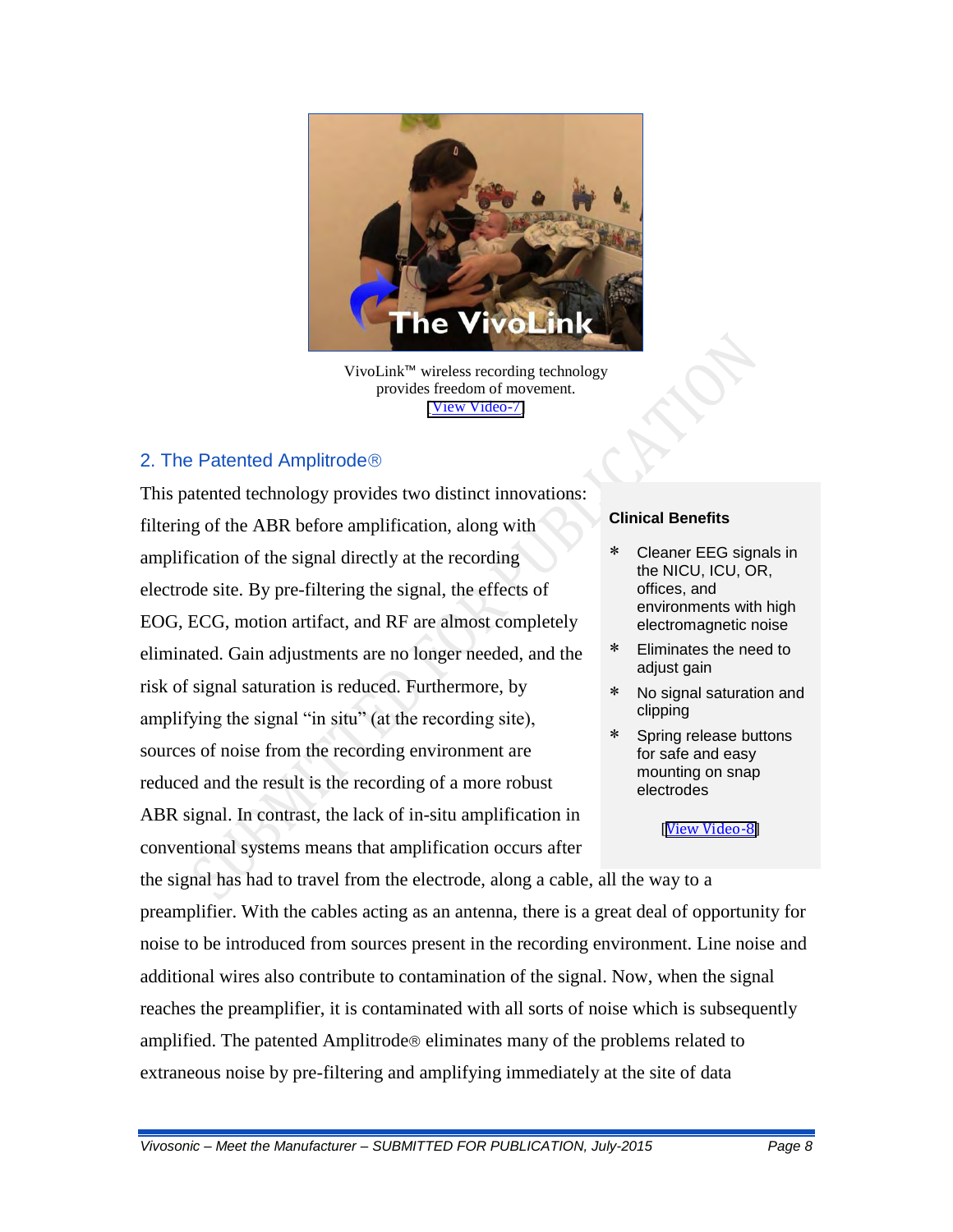VivoLink™ wireless recording technology provides freedom of movement.
[View Video-7]

## 2. The Patented Amplitrode®

This patented technology provides two distinct innovations: filtering of the ABR before amplification, along with amplification of the signal directly at the recording electrode site. By pre-filtering the signal, the effects of EOG, ECG, motion artifact, and RF are almost completely eliminated. Gain adjustments are no longer needed, and the risk of signal saturation is reduced. Furthermore, by amplifying the signal "in situ" (at the recording site), sources of noise from the recording environment are reduced and the result is the recording of a more robust ABR signal. In contrast, the lack of in-situ amplification in conventional systems means that amplification occurs after the signal has had to travel from the electrode, along a cable, all the way to a preamplifier. With the cables acting as an antenna, there is a great deal of opportunity for noise to be introduced from sources present in the recording environment. Line noise and additional wires also contribute to contamination of the signal. Now, when the signal reaches the preamplifier, it is contaminated with all sorts of noise which is subsequently amplified. The patented Amplitrode® eliminates many of the problems related to extraneous noise by pre-filtering and amplifying immediately at the site of data

**Clinical Benefits**

- Cleaner EEG signals in the NICU, ICU, OR, offices, and environments with high electromagnetic noise
- Eliminates the need to adjust gain
- No signal saturation and clipping
- Spring release buttons for safe and easy mounting on snap electrodes

[View Video-8]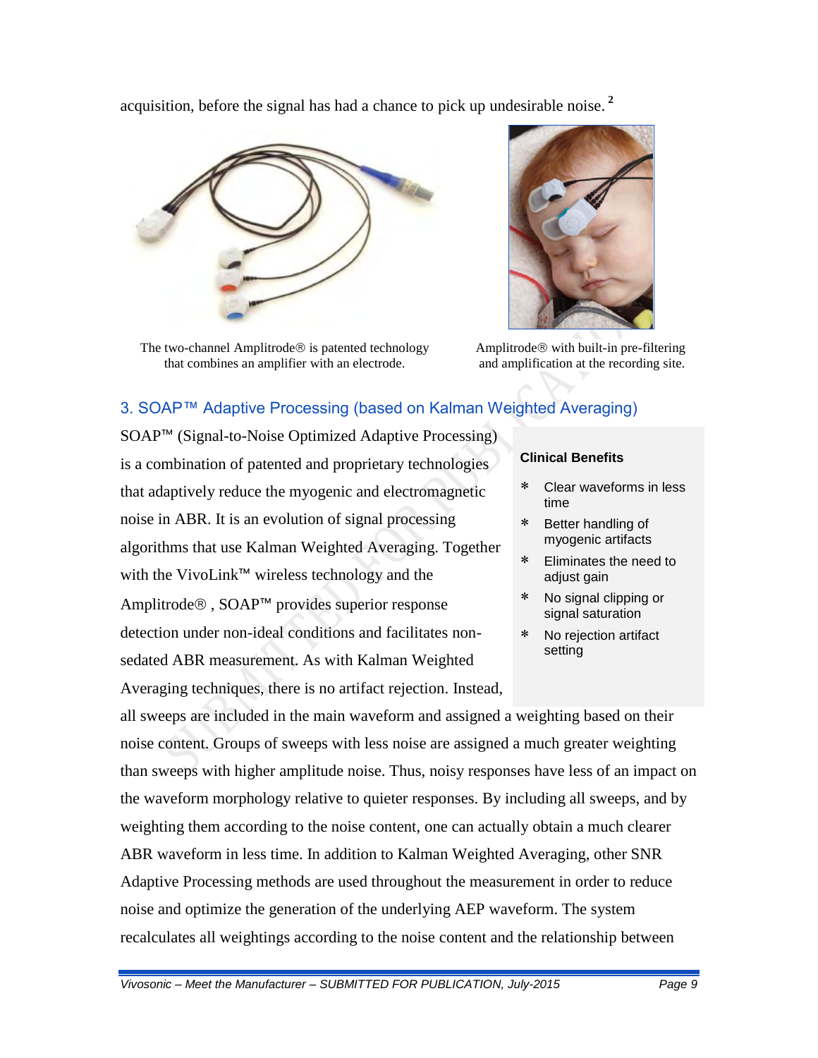acquisition, before the signal has had a chance to pick up undesirable noise.[2]

The two-channel Amplitrode® is patented technology that combines an amplifier with an electrode.

Amplitrode® with built-in pre-filtering and amplification at the recording site.

## 3. SOAP™ Adaptive Processing (based on Kalman Weighted Averaging)

**Clinical Benefits**

* Clear waveforms in less time
* Better handling of myogenic artifacts
* Eliminates the need to adjust gain
* No signal clipping or signal saturation
* No rejection artifact setting

SOAP™ (Signal-to-Noise Optimized Adaptive Processing) is a combination of patented and proprietary technologies that adaptively reduce the myogenic and electromagnetic noise in ABR. It is an evolution of signal processing algorithms that use Kalman Weighted Averaging. Together with the VivoLink™ wireless technology and the Amplitrode® , SOAP™ provides superior response detection under non-ideal conditions and facilitates non-sedated ABR measurement. As with Kalman Weighted Averaging techniques, there is no artifact rejection. Instead, all sweeps are included in the main waveform and assigned a weighting based on their noise content. Groups of sweeps with less noise are assigned a much greater weighting than sweeps with higher amplitude noise. Thus, noisy responses have less of an impact on the waveform morphology relative to quieter responses. By including all sweeps, and by weighting them according to the noise content, one can actually obtain a much clearer ABR waveform in less time. In addition to Kalman Weighted Averaging, other SNR Adaptive Processing methods are used throughout the measurement in order to reduce noise and optimize the generation of the underlying AEP waveform. The system recalculates all weightings according to the noise content and the relationship between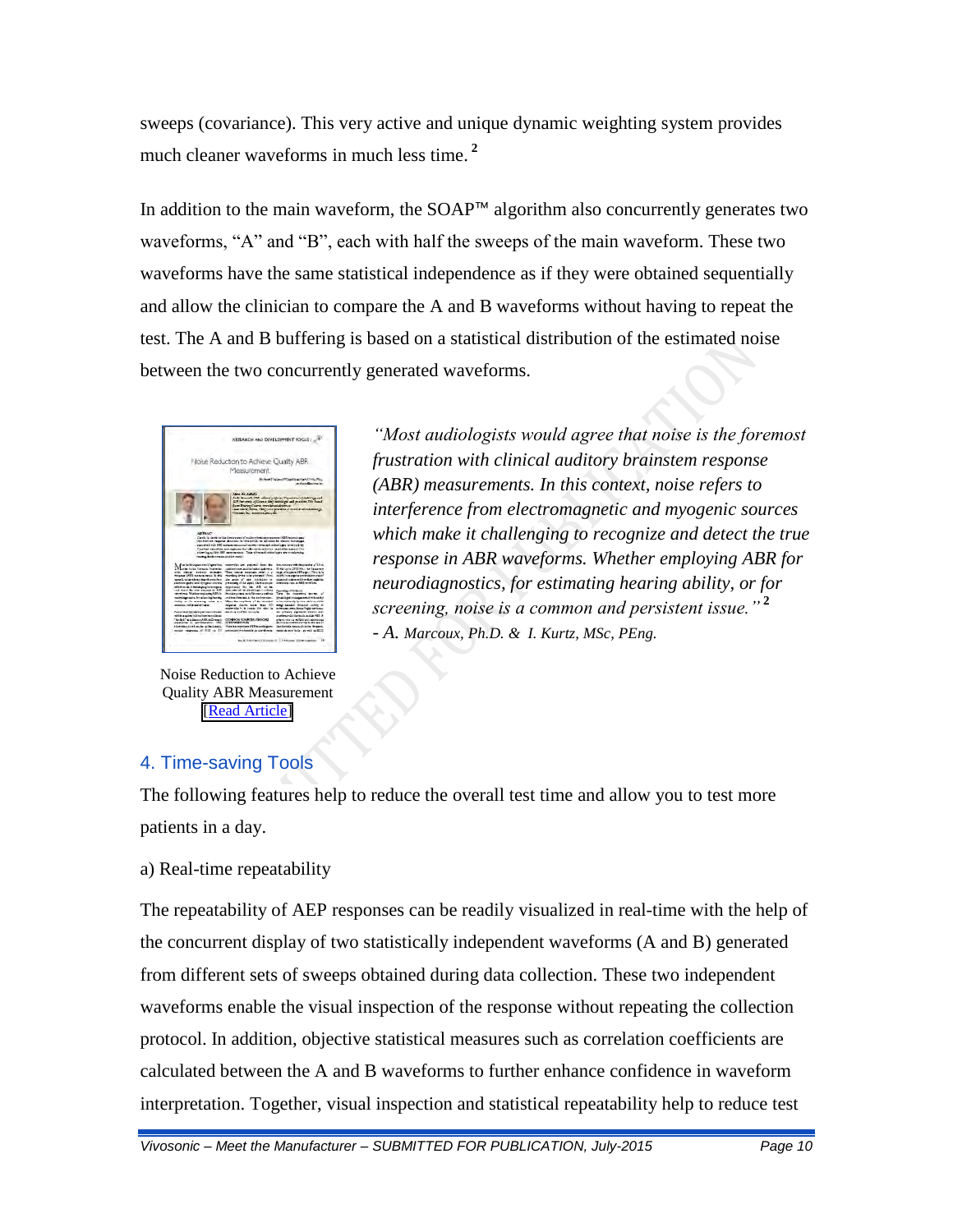sweeps (covariance). This very active and unique dynamic weighting system provides much cleaner waveforms in much less time.[2]

In addition to the main waveform, the SOAP™ algorithm also concurrently generates two waveforms, "A" and "B", each with half the sweeps of the main waveform. These two waveforms have the same statistical independence as if they were obtained sequentially and allow the clinician to compare the A and B waveforms without having to repeat the test. The A and B buffering is based on a statistical distribution of the estimated noise between the two concurrently generated waveforms.

Noise Reduction to Achieve Quality ABR Measurement
[Read Article]

*"Most audiologists would agree that noise is the foremost frustration with clinical auditory brainstem response (ABR) measurements. In this context, noise refers to interference from electromagnetic and myogenic sources which make it challenging to recognize and detect the true response in ABR waveforms. Whether employing ABR for neurodiagnostics, for estimating hearing ability, or for screening, noise is a common and persistent issue."*[2]

*- A. Marcoux, Ph.D. & I. Kurtz, MSc, PEng.*

## 4. Time-saving Tools

The following features help to reduce the overall test time and allow you to test more patients in a day.

a) Real-time repeatability

The repeatability of AEP responses can be readily visualized in real-time with the help of the concurrent display of two statistically independent waveforms (A and B) generated from different sets of sweeps obtained during data collection. These two independent waveforms enable the visual inspection of the response without repeating the collection protocol. In addition, objective statistical measures such as correlation coefficients are calculated between the A and B waveforms to further enhance confidence in waveform interpretation. Together, visual inspection and statistical repeatability help to reduce test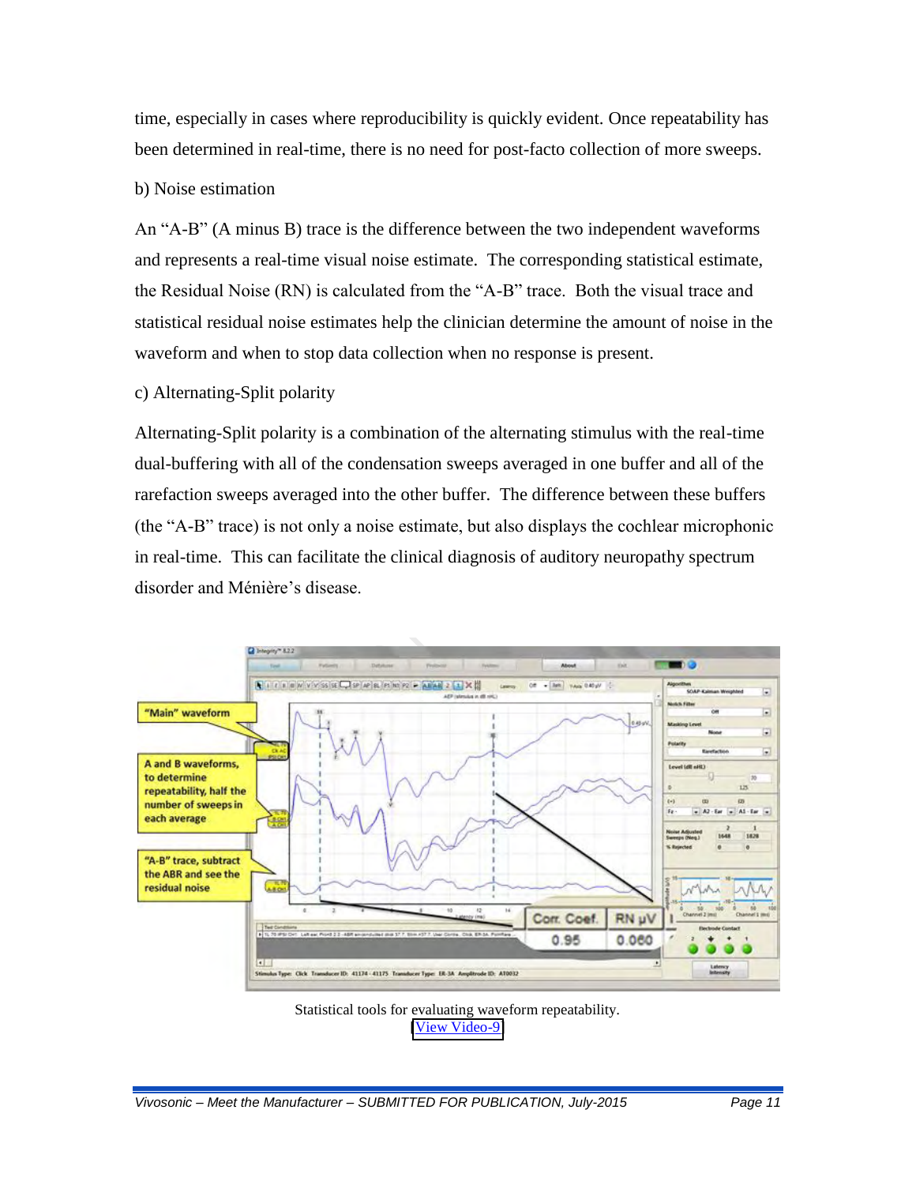time, especially in cases where reproducibility is quickly evident. Once repeatability has been determined in real-time, there is no need for post-facto collection of more sweeps.

b) Noise estimation

An “A-B” (A minus B) trace is the difference between the two independent waveforms and represents a real-time visual noise estimate. The corresponding statistical estimate, the Residual Noise (RN) is calculated from the “A-B” trace. Both the visual trace and statistical residual noise estimates help the clinician determine the amount of noise in the waveform and when to stop data collection when no response is present.

c) Alternating-Split polarity

Alternating-Split polarity is a combination of the alternating stimulus with the real-time dual-buffering with all of the condensation sweeps averaged in one buffer and all of the rarefaction sweeps averaged into the other buffer. The difference between these buffers (the “A-B” trace) is not only a noise estimate, but also displays the cochlear microphonic in real-time. This can facilitate the clinical diagnosis of auditory neuropathy spectrum disorder and Ménière’s disease.

Statistical tools for evaluating waveform repeatability.
[View Video-9]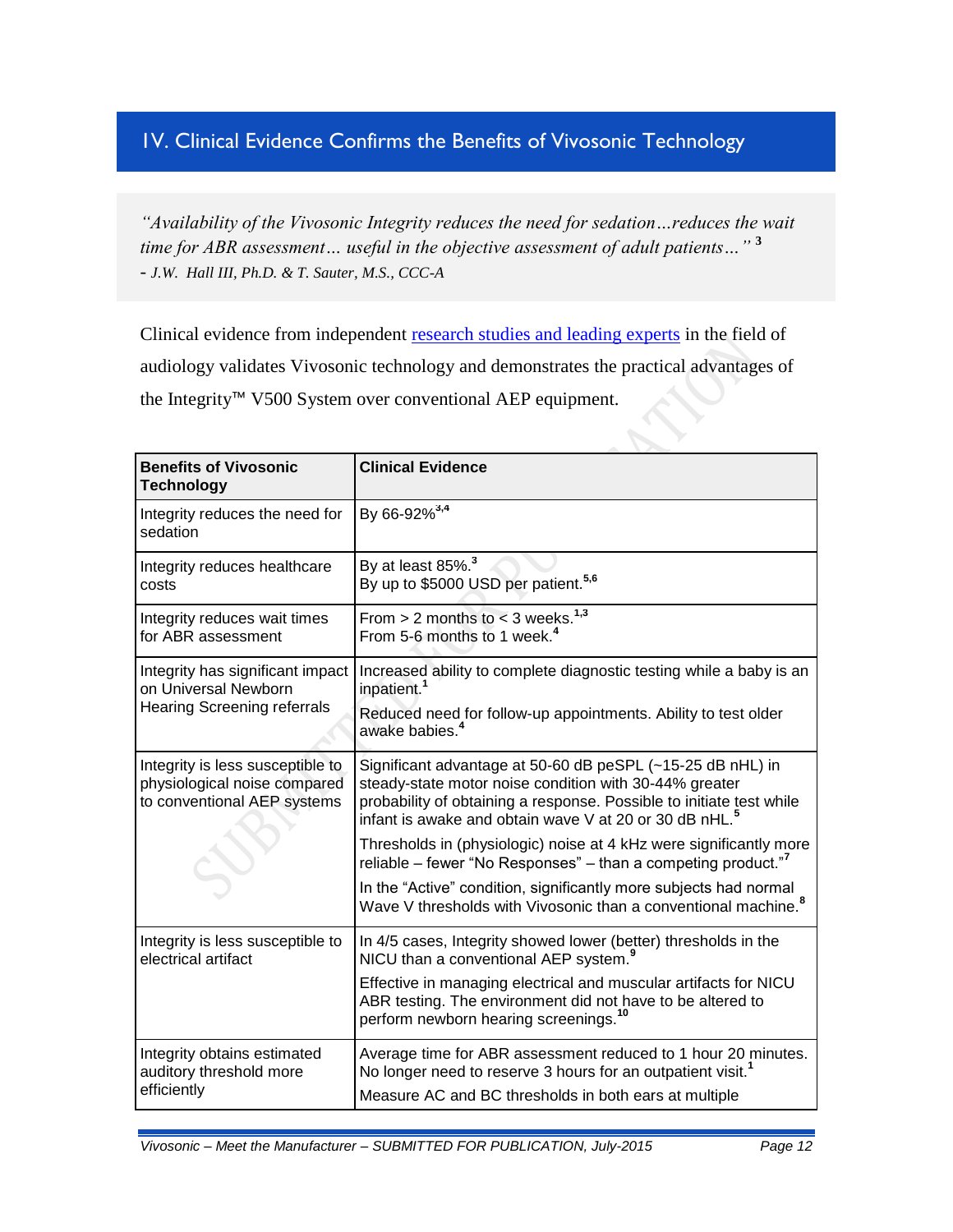## IV. Clinical Evidence Confirms the Benefits of Vivosonic Technology

*"Availability of the Vivosonic Integrity reduces the need for sedation…reduces the wait time for ABR assessment… useful in the objective assessment of adult patients…"* [3]
- *J.W. Hall III, Ph.D. & T. Sauter, M.S., CCC-A*

Clinical evidence from independent research studies and leading experts in the field of audiology validates Vivosonic technology and demonstrates the practical advantages of the Integrity™ V500 System over conventional AEP equipment.

| Benefits of Vivosonic Technology | Clinical Evidence |
|---|---|
| Integrity reduces the need for sedation | By 66-92%[3,4] |
| Integrity reduces healthcare costs | By at least 85%.[3]<br>By up to $5000 USD per patient.[5,6] |
| Integrity reduces wait times for ABR assessment | From > 2 months to < 3 weeks.[1,3]<br>From 5-6 months to 1 week.[4] |
| Integrity has significant impact on Universal Newborn Hearing Screening referrals | Increased ability to complete diagnostic testing while a baby is an inpatient.[1]<br>Reduced need for follow-up appointments. Ability to test older awake babies.[4] |
| Integrity is less susceptible to physiological noise compared to conventional AEP systems | Significant advantage at 50-60 dB peSPL (~15-25 dB nHL) in steady-state motor noise condition with 30-44% greater probability of obtaining a response. Possible to initiate test while infant is awake and obtain wave V at 20 or 30 dB nHL.[5]<br>Thresholds in (physiologic) noise at 4 kHz were significantly more reliable – fewer "No Responses" – than a competing product."[7]<br>In the "Active" condition, significantly more subjects had normal Wave V thresholds with Vivosonic than a conventional machine.[8] |
| Integrity is less susceptible to electrical artifact | In 4/5 cases, Integrity showed lower (better) thresholds in the NICU than a conventional AEP system.[9]<br>Effective in managing electrical and muscular artifacts for NICU ABR testing. The environment did not have to be altered to perform newborn hearing screenings.[10] |
| Integrity obtains estimated auditory threshold more efficiently | Average time for ABR assessment reduced to 1 hour 20 minutes. No longer need to reserve 3 hours for an outpatient visit.[1]<br>Measure AC and BC thresholds in both ears at multiple |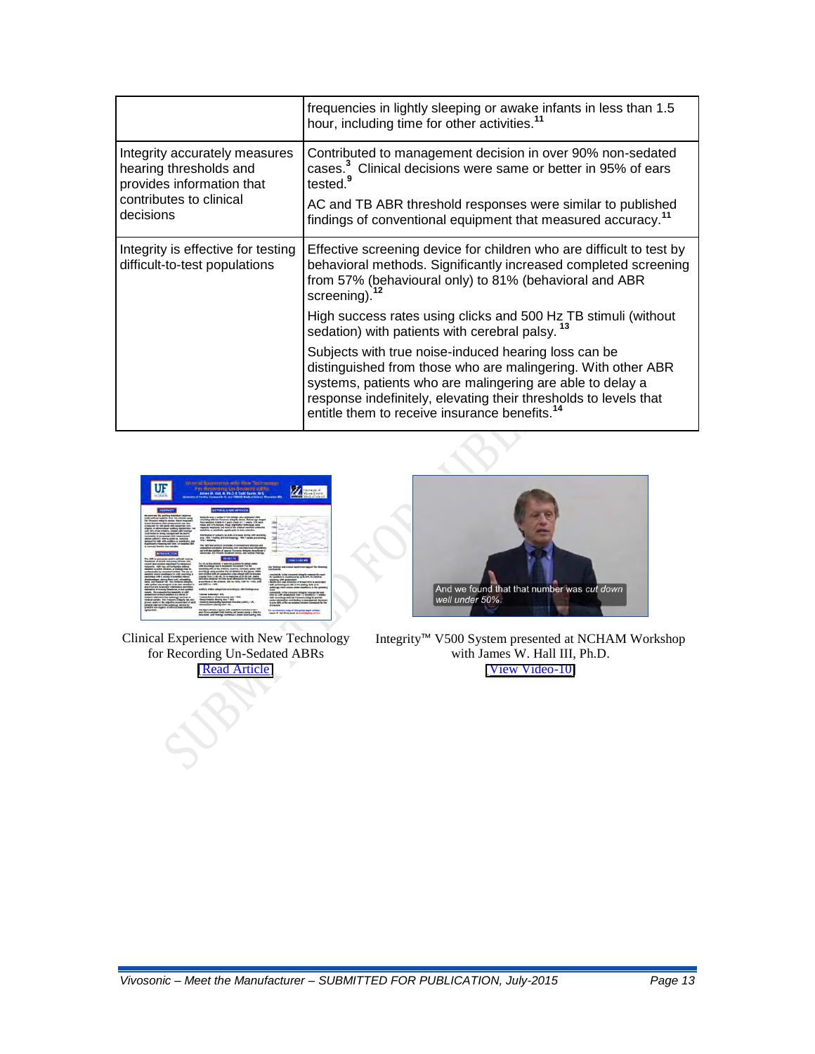| | |
|---|---|
| | frequencies in lightly sleeping or awake infants in less than 1.5 hour, including time for other activities.[11] |
| Integrity accurately measures hearing thresholds and provides information that contributes to clinical decisions | Contributed to management decision in over 90% non-sedated cases.[3] Clinical decisions were same or better in 95% of ears tested.[9] AC and TB ABR threshold responses were similar to published findings of conventional equipment that measured accuracy.[11] |
| Integrity is effective for testing difficult-to-test populations | Effective screening device for children who are difficult to test by behavioral methods. Significantly increased completed screening from 57% (behavioural only) to 81% (behavioral and ABR screening).[12] High success rates using clicks and 500 Hz TB stimuli (without sedation) with patients with cerebral palsy.[13] Subjects with true noise-induced hearing loss can be distinguished from those who are malingering. With other ABR systems, patients who are malingering are able to delay a response indefinitely, elevating their thresholds to levels that entitle them to receive insurance benefits.[14] |

Clinical Experience with New Technology for Recording Un-Sedated ABRs
[Read Article]

Integrity™ V500 System presented at NCHAM Workshop with James W. Hall III, Ph.D.
[View Video-10]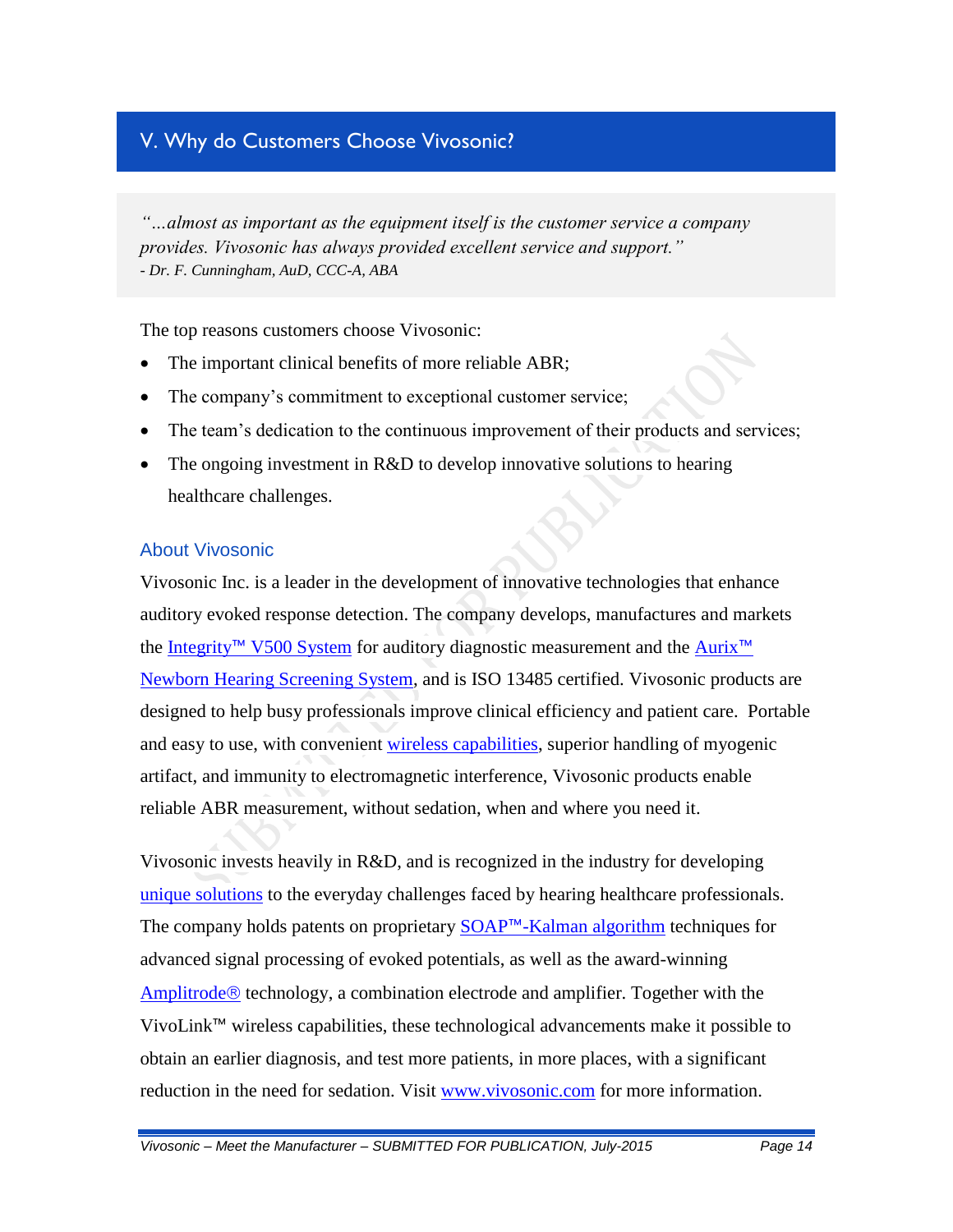## V. Why do Customers Choose Vivosonic?

> *"...almost as important as the equipment itself is the customer service a company provides. Vivosonic has always provided excellent service and support."*
> *- Dr. F. Cunningham, AuD, CCC-A, ABA*

The top reasons customers choose Vivosonic:

- The important clinical benefits of more reliable ABR;
- The company's commitment to exceptional customer service;
- The team's dedication to the continuous improvement of their products and services;
- The ongoing investment in R&D to develop innovative solutions to hearing healthcare challenges.

### About Vivosonic

Vivosonic Inc. is a leader in the development of innovative technologies that enhance auditory evoked response detection. The company develops, manufactures and markets the Integrity™ V500 System for auditory diagnostic measurement and the Aurix™ Newborn Hearing Screening System, and is ISO 13485 certified. Vivosonic products are designed to help busy professionals improve clinical efficiency and patient care. Portable and easy to use, with convenient wireless capabilities, superior handling of myogenic artifact, and immunity to electromagnetic interference, Vivosonic products enable reliable ABR measurement, without sedation, when and where you need it.

Vivosonic invests heavily in R&D, and is recognized in the industry for developing unique solutions to the everyday challenges faced by hearing healthcare professionals. The company holds patents on proprietary SOAP™-Kalman algorithm techniques for advanced signal processing of evoked potentials, as well as the award-winning Amplitrode® technology, a combination electrode and amplifier. Together with the VivoLink™ wireless capabilities, these technological advancements make it possible to obtain an earlier diagnosis, and test more patients, in more places, with a significant reduction in the need for sedation. Visit www.vivosonic.com for more information.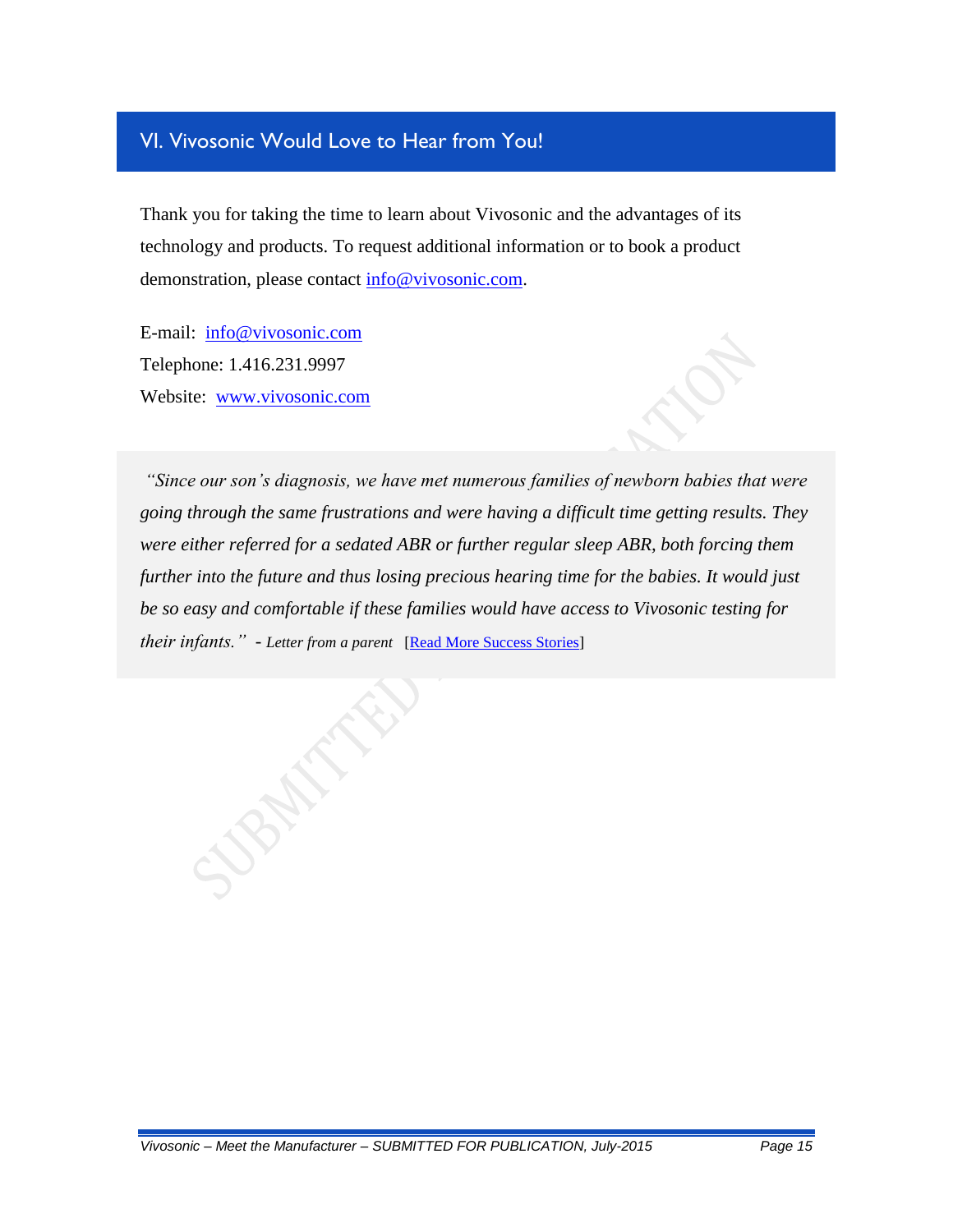## VI. Vivosonic Would Love to Hear from You!

Thank you for taking the time to learn about Vivosonic and the advantages of its technology and products. To request additional information or to book a product demonstration, please contact info@vivosonic.com.

E-mail: info@vivosonic.com
Telephone: 1.416.231.9997
Website: www.vivosonic.com

*"Since our son's diagnosis, we have met numerous families of newborn babies that were going through the same frustrations and were having a difficult time getting results. They were either referred for a sedated ABR or further regular sleep ABR, both forcing them further into the future and thus losing precious hearing time for the babies. It would just be so easy and comfortable if these families would have access to Vivosonic testing for their infants."* - *Letter from a parent* [Read More Success Stories]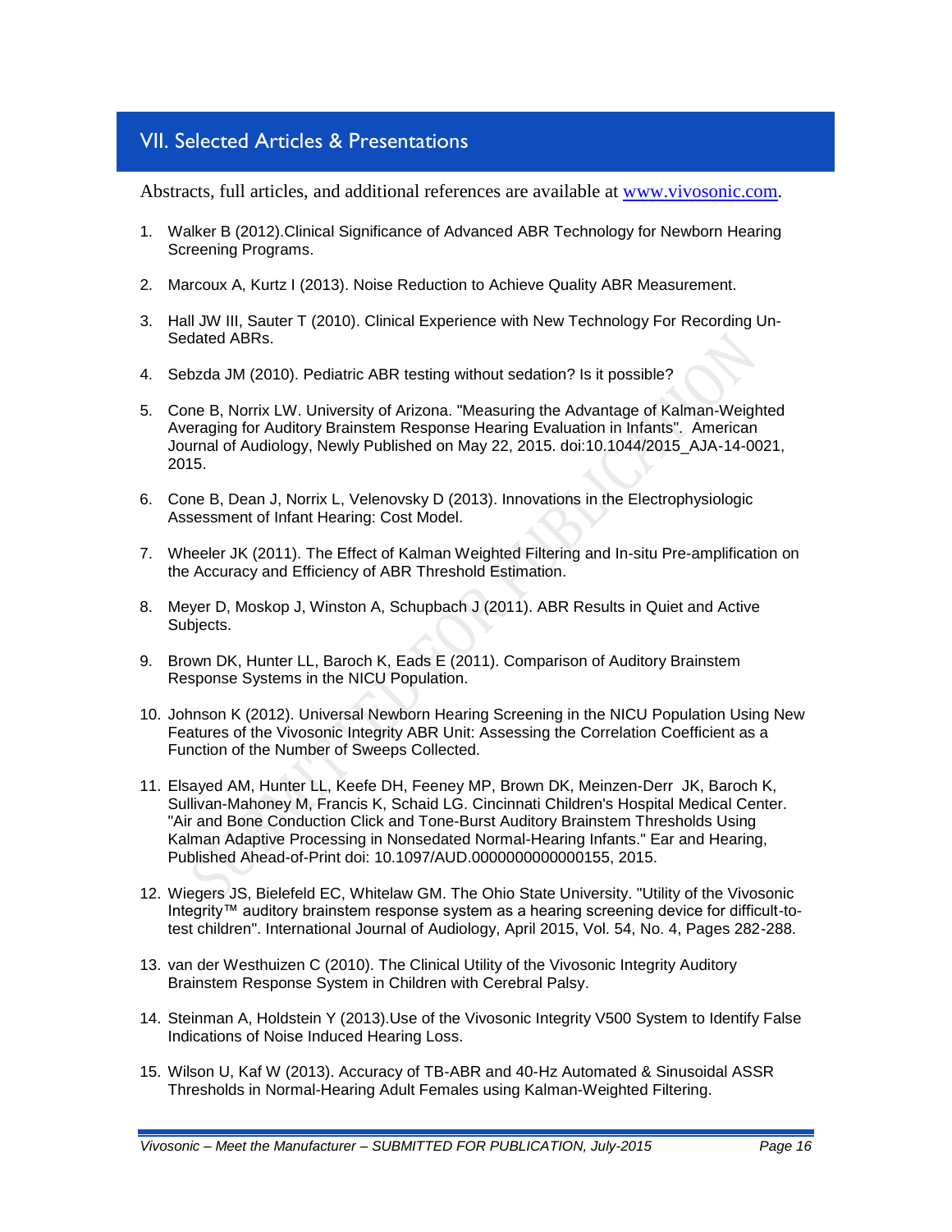## VII. Selected Articles & Presentations

Abstracts, full articles, and additional references are available at www.vivosonic.com.

1. Walker B (2012).Clinical Significance of Advanced ABR Technology for Newborn Hearing Screening Programs.
2. Marcoux A, Kurtz I (2013). Noise Reduction to Achieve Quality ABR Measurement.
3. Hall JW III, Sauter T (2010). Clinical Experience with New Technology For Recording Un-Sedated ABRs.
4. Sebzda JM (2010). Pediatric ABR testing without sedation? Is it possible?
5. Cone B, Norrix LW. University of Arizona. "Measuring the Advantage of Kalman-Weighted Averaging for Auditory Brainstem Response Hearing Evaluation in Infants". American Journal of Audiology, Newly Published on May 22, 2015. doi:10.1044/2015_AJA-14-0021, 2015.
6. Cone B, Dean J, Norrix L, Velenovsky D (2013). Innovations in the Electrophysiologic Assessment of Infant Hearing: Cost Model.
7. Wheeler JK (2011). The Effect of Kalman Weighted Filtering and In-situ Pre-amplification on the Accuracy and Efficiency of ABR Threshold Estimation.
8. Meyer D, Moskop J, Winston A, Schupbach J (2011). ABR Results in Quiet and Active Subjects.
9. Brown DK, Hunter LL, Baroch K, Eads E (2011). Comparison of Auditory Brainstem Response Systems in the NICU Population.
10. Johnson K (2012). Universal Newborn Hearing Screening in the NICU Population Using New Features of the Vivosonic Integrity ABR Unit: Assessing the Correlation Coefficient as a Function of the Number of Sweeps Collected.
11. Elsayed AM, Hunter LL, Keefe DH, Feeney MP, Brown DK, Meinzen-Derr JK, Baroch K, Sullivan-Mahoney M, Francis K, Schaid LG. Cincinnati Children's Hospital Medical Center. "Air and Bone Conduction Click and Tone-Burst Auditory Brainstem Thresholds Using Kalman Adaptive Processing in Nonsedated Normal-Hearing Infants." Ear and Hearing, Published Ahead-of-Print doi: 10.1097/AUD.0000000000000155, 2015.
12. Wiegers JS, Bielefeld EC, Whitelaw GM. The Ohio State University. "Utility of the Vivosonic Integrity™ auditory brainstem response system as a hearing screening device for difficult-to-test children". International Journal of Audiology, April 2015, Vol. 54, No. 4, Pages 282-288.
13. van der Westhuizen C (2010). The Clinical Utility of the Vivosonic Integrity Auditory Brainstem Response System in Children with Cerebral Palsy.
14. Steinman A, Holdstein Y (2013).Use of the Vivosonic Integrity V500 System to Identify False Indications of Noise Induced Hearing Loss.
15. Wilson U, Kaf W (2013). Accuracy of TB-ABR and 40-Hz Automated & Sinusoidal ASSR Thresholds in Normal-Hearing Adult Females using Kalman-Weighted Filtering.